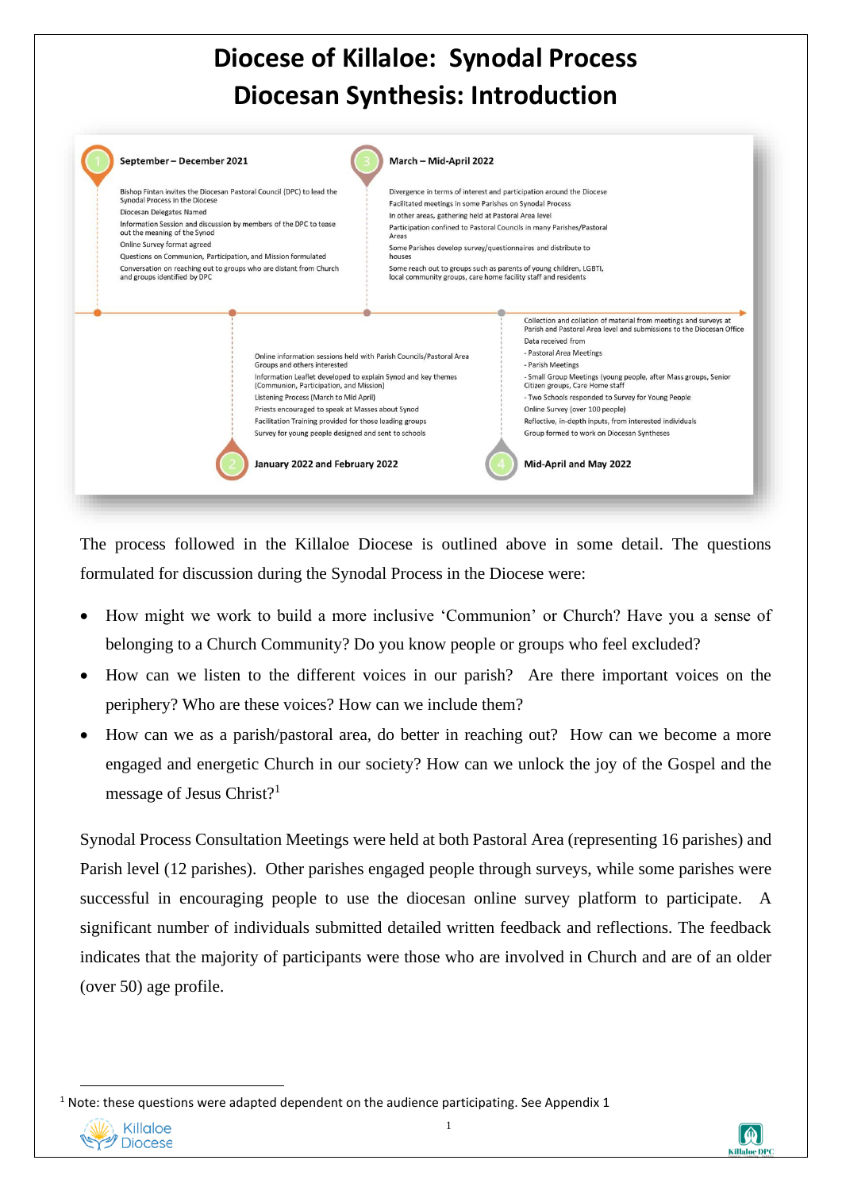# Diocese of Killaloe: Synodal Process
# Diocesan Synthesis: Introduction

**1 September – December 2021**

- Bishop Fintan invites the Diocesan Pastoral Council (DPC) to lead the Synodal Process in the Diocese
- Diocesan Delegates Named
- Information Session and discussion by members of the DPC to tease out the meaning of the Synod
- Online Survey format agreed
- Questions on Communion, Participation, and Mission formulated
- Conversation on reaching out to groups who are distant from Church and groups identified by DPC

**2 January 2022 and February 2022**

- Online information sessions held with Parish Councils/Pastoral Area Groups and others interested
- Information Leaflet developed to explain Synod and key themes (Communion, Participation, and Mission)
- Listening Process (March to Mid April)
- Priests encouraged to speak at Masses about Synod
- Facilitation Training provided for those leading groups
- Survey for young people designed and sent to schools

**3 March – Mid-April 2022**

- Divergence in terms of interest and participation around the Diocese
- Facilitated meetings in some Parishes on Synodal Process
- In other areas, gathering held at Pastoral Area level
- Participation confined to Pastoral Councils in many Parishes/Pastoral Areas
- Some Parishes develop survey/questionnaires and distribute to houses
- Some reach out to groups such as parents of young children, LGBTI, local community groups, care home facility staff and residents

**4 Mid-April and May 2022**

- Collection and collation of material from meetings and surveys at Parish and Pastoral Area level and submissions to the Diocesan Office
- Data received from
  - Pastoral Area Meetings
  - Parish Meetings
  - Small Group Meetings (young people, after Mass groups, Senior Citizen groups, Care Home staff
  - Two Schools responded to Survey for Young People
- Online Survey (over 100 people)
- Reflective, in-depth inputs, from interested individuals
- Group formed to work on Diocesan Syntheses

The process followed in the Killaloe Diocese is outlined above in some detail. The questions formulated for discussion during the Synodal Process in the Diocese were:

- How might we work to build a more inclusive 'Communion' or Church? Have you a sense of belonging to a Church Community? Do you know people or groups who feel excluded?
- How can we listen to the different voices in our parish? Are there important voices on the periphery? Who are these voices? How can we include them?
- How can we as a parish/pastoral area, do better in reaching out? How can we become a more engaged and energetic Church in our society? How can we unlock the joy of the Gospel and the message of Jesus Christ?[1]

Synodal Process Consultation Meetings were held at both Pastoral Area (representing 16 parishes) and Parish level (12 parishes). Other parishes engaged people through surveys, while some parishes were successful in encouraging people to use the diocesan online survey platform to participate. A significant number of individuals submitted detailed written feedback and reflections. The feedback indicates that the majority of participants were those who are involved in Church and are of an older (over 50) age profile.

[1] Note: these questions were adapted dependent on the audience participating. See Appendix 1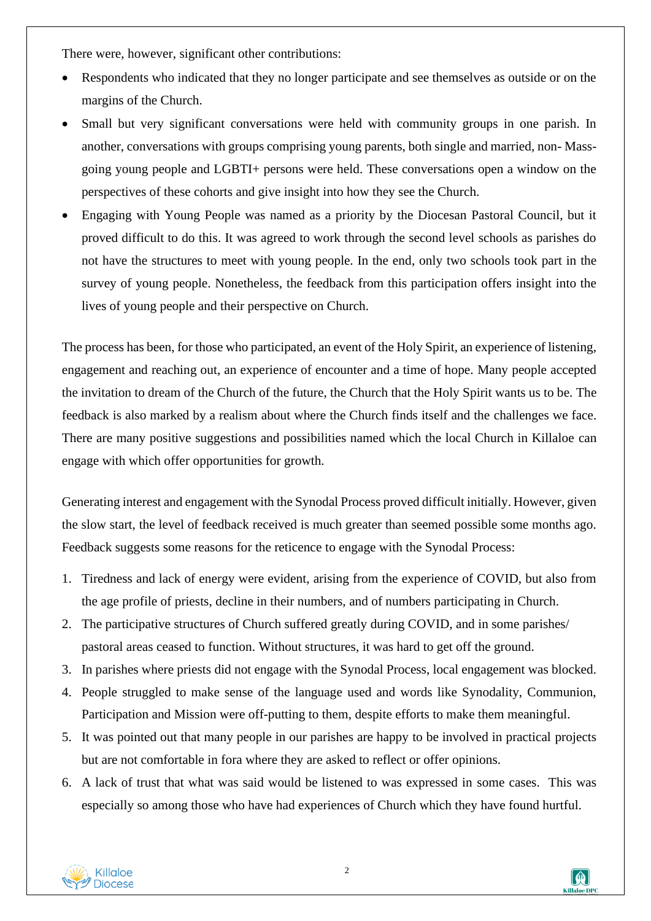There were, however, significant other contributions:

- Respondents who indicated that they no longer participate and see themselves as outside or on the margins of the Church.
- Small but very significant conversations were held with community groups in one parish. In another, conversations with groups comprising young parents, both single and married, non- Mass-going young people and LGBTI+ persons were held. These conversations open a window on the perspectives of these cohorts and give insight into how they see the Church.
- Engaging with Young People was named as a priority by the Diocesan Pastoral Council, but it proved difficult to do this. It was agreed to work through the second level schools as parishes do not have the structures to meet with young people. In the end, only two schools took part in the survey of young people. Nonetheless, the feedback from this participation offers insight into the lives of young people and their perspective on Church.

The process has been, for those who participated, an event of the Holy Spirit, an experience of listening, engagement and reaching out, an experience of encounter and a time of hope. Many people accepted the invitation to dream of the Church of the future, the Church that the Holy Spirit wants us to be. The feedback is also marked by a realism about where the Church finds itself and the challenges we face. There are many positive suggestions and possibilities named which the local Church in Killaloe can engage with which offer opportunities for growth.

Generating interest and engagement with the Synodal Process proved difficult initially. However, given the slow start, the level of feedback received is much greater than seemed possible some months ago. Feedback suggests some reasons for the reticence to engage with the Synodal Process:

1. Tiredness and lack of energy were evident, arising from the experience of COVID, but also from the age profile of priests, decline in their numbers, and of numbers participating in Church.
2. The participative structures of Church suffered greatly during COVID, and in some parishes/ pastoral areas ceased to function. Without structures, it was hard to get off the ground.
3. In parishes where priests did not engage with the Synodal Process, local engagement was blocked.
4. People struggled to make sense of the language used and words like Synodality, Communion, Participation and Mission were off-putting to them, despite efforts to make them meaningful.
5. It was pointed out that many people in our parishes are happy to be involved in practical projects but are not comfortable in fora where they are asked to reflect or offer opinions.
6. A lack of trust that what was said would be listened to was expressed in some cases. This was especially so among those who have had experiences of Church which they have found hurtful.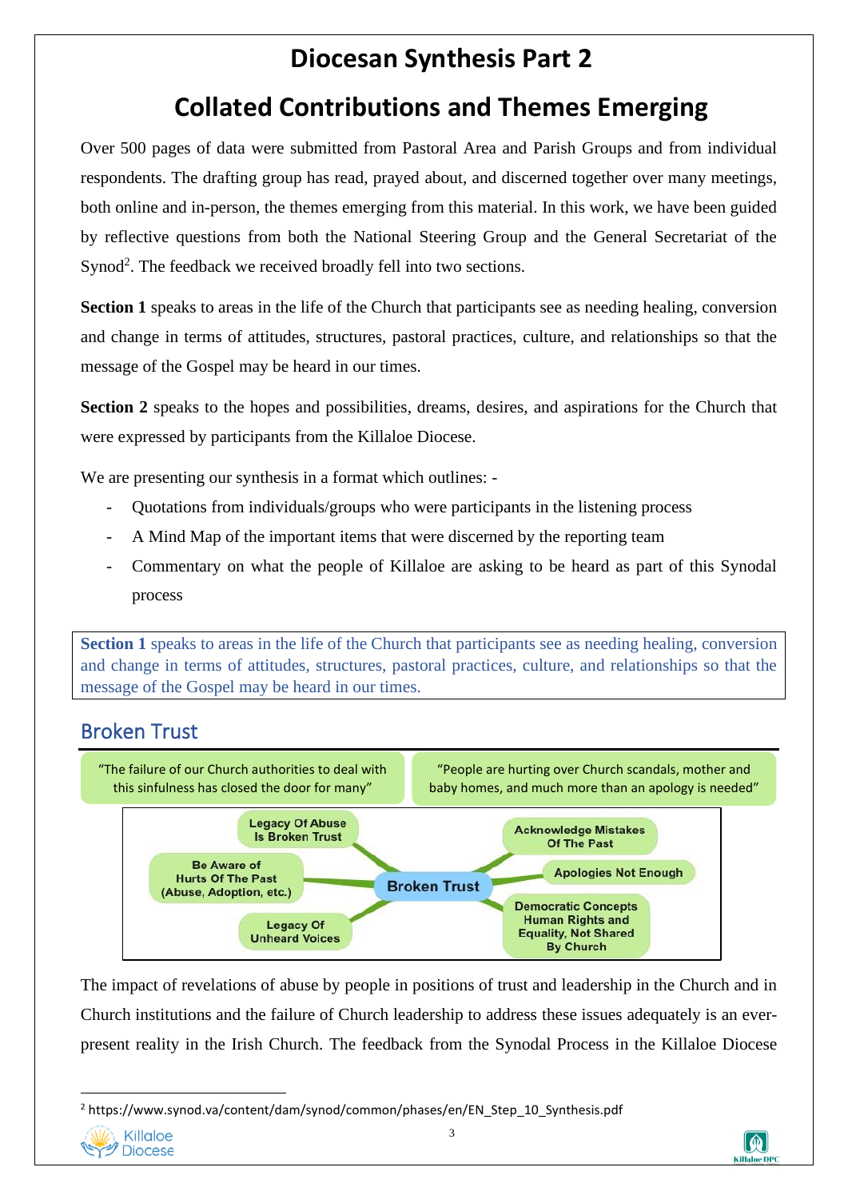# Diocesan Synthesis Part 2

# Collated Contributions and Themes Emerging

Over 500 pages of data were submitted from Pastoral Area and Parish Groups and from individual respondents. The drafting group has read, prayed about, and discerned together over many meetings, both online and in-person, the themes emerging from this material. In this work, we have been guided by reflective questions from both the National Steering Group and the General Secretariat of the Synod[2]. The feedback we received broadly fell into two sections.

**Section 1** speaks to areas in the life of the Church that participants see as needing healing, conversion and change in terms of attitudes, structures, pastoral practices, culture, and relationships so that the message of the Gospel may be heard in our times.

**Section 2** speaks to the hopes and possibilities, dreams, desires, and aspirations for the Church that were expressed by participants from the Killaloe Diocese.

We are presenting our synthesis in a format which outlines: -

- Quotations from individuals/groups who were participants in the listening process
- A Mind Map of the important items that were discerned by the reporting team
- Commentary on what the people of Killaloe are asking to be heard as part of this Synodal process

**Section 1** speaks to areas in the life of the Church that participants see as needing healing, conversion and change in terms of attitudes, structures, pastoral practices, culture, and relationships so that the message of the Gospel may be heard in our times.

## Broken Trust

"The failure of our Church authorities to deal with this sinfulness has closed the door for many"

"People are hurting over Church scandals, mother and baby homes, and much more than an apology is needed"

**Broken Trust**
- Legacy Of Abuse Is Broken Trust
- Be Aware of Hurts Of The Past (Abuse, Adoption, etc.)
- Legacy Of Unheard Voices
- Acknowledge Mistakes Of The Past
- Apologies Not Enough
- Democratic Concepts Human Rights and Equality, Not Shared By Church

The impact of revelations of abuse by people in positions of trust and leadership in the Church and in Church institutions and the failure of Church leadership to address these issues adequately is an ever-present reality in the Irish Church. The feedback from the Synodal Process in the Killaloe Diocese

[2] https://www.synod.va/content/dam/synod/common/phases/en/EN_Step_10_Synthesis.pdf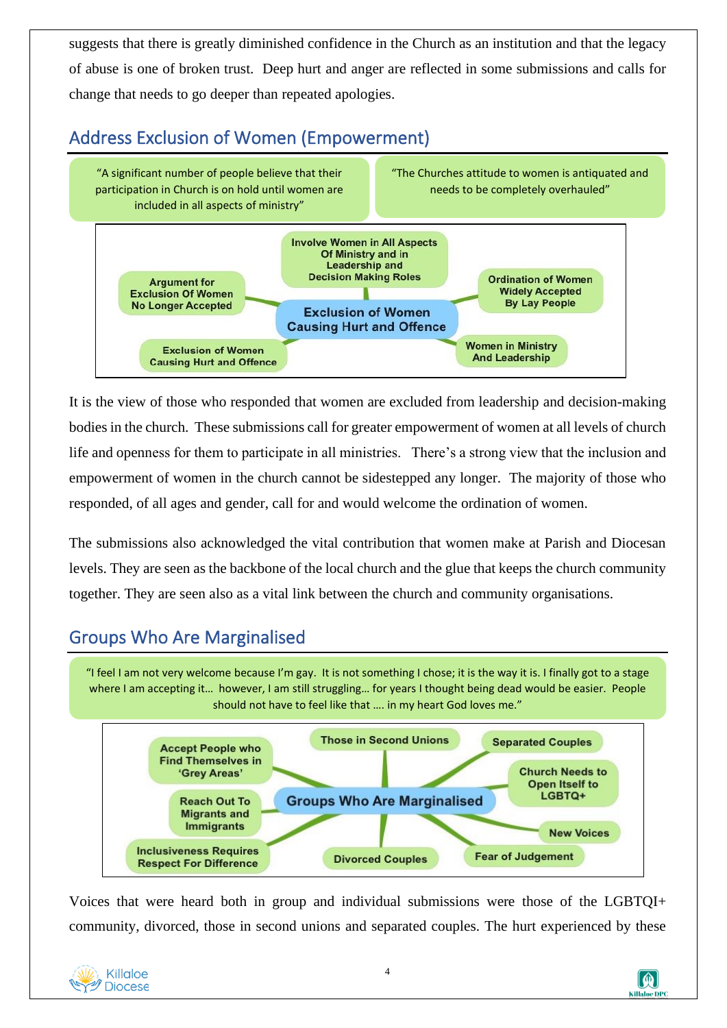suggests that there is greatly diminished confidence in the Church as an institution and that the legacy of abuse is one of broken trust. Deep hurt and anger are reflected in some submissions and calls for change that needs to go deeper than repeated apologies.

## Address Exclusion of Women (Empowerment)

"A significant number of people believe that their participation in Church is on hold until women are included in all aspects of ministry"

"The Churches attitude to women is antiquated and needs to be completely overhauled"

**Exclusion of Women Causing Hurt and Offence**

- Involve Women in All Aspects Of Ministry and in Leadership and Decision Making Roles
- Ordination of Women Widely Accepted By Lay People
- Women in Ministry And Leadership
- Exclusion of Women Causing Hurt and Offence
- Argument for Exclusion Of Women No Longer Accepted

It is the view of those who responded that women are excluded from leadership and decision-making bodies in the church. These submissions call for greater empowerment of women at all levels of church life and openness for them to participate in all ministries. There's a strong view that the inclusion and empowerment of women in the church cannot be sidestepped any longer. The majority of those who responded, of all ages and gender, call for and would welcome the ordination of women.

The submissions also acknowledged the vital contribution that women make at Parish and Diocesan levels. They are seen as the backbone of the local church and the glue that keeps the church community together. They are seen also as a vital link between the church and community organisations.

## Groups Who Are Marginalised

"I feel I am not very welcome because I'm gay. It is not something I chose; it is the way it is. I finally got to a stage where I am accepting it… however, I am still struggling… for years I thought being dead would be easier. People should not have to feel like that …. in my heart God loves me."

**Groups Who Are Marginalised**

- Accept People who Find Themselves in 'Grey Areas'
- Those in Second Unions
- Separated Couples
- Church Needs to Open Itself to LGBTQ+
- New Voices
- Fear of Judgement
- Divorced Couples
- Inclusiveness Requires Respect For Difference
- Reach Out To Migrants and Immigrants

Voices that were heard both in group and individual submissions were those of the LGBTQI+ community, divorced, those in second unions and separated couples. The hurt experienced by these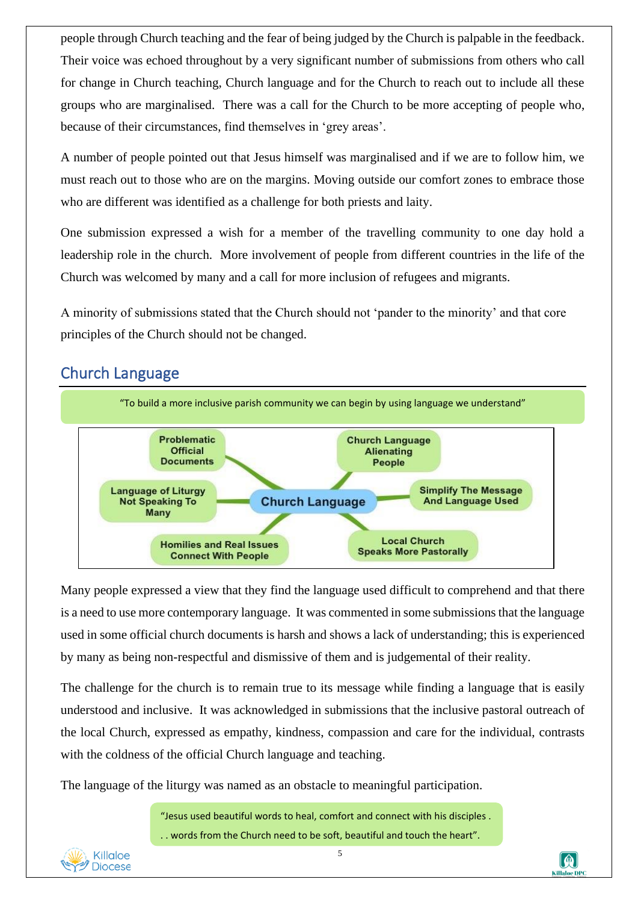people through Church teaching and the fear of being judged by the Church is palpable in the feedback. Their voice was echoed throughout by a very significant number of submissions from others who call for change in Church teaching, Church language and for the Church to reach out to include all these groups who are marginalised. There was a call for the Church to be more accepting of people who, because of their circumstances, find themselves in 'grey areas'.

A number of people pointed out that Jesus himself was marginalised and if we are to follow him, we must reach out to those who are on the margins. Moving outside our comfort zones to embrace those who are different was identified as a challenge for both priests and laity.

One submission expressed a wish for a member of the travelling community to one day hold a leadership role in the church. More involvement of people from different countries in the life of the Church was welcomed by many and a call for more inclusion of refugees and migrants.

A minority of submissions stated that the Church should not 'pander to the minority' and that core principles of the Church should not be changed.

## Church Language

"To build a more inclusive parish community we can begin by using language we understand"

**Church Language**
- Problematic Official Documents
- Church Language Alienating People
- Language of Liturgy Not Speaking To Many
- Simplify The Message And Language Used
- Homilies and Real Issues Connect With People
- Local Church Speaks More Pastorally

Many people expressed a view that they find the language used difficult to comprehend and that there is a need to use more contemporary language. It was commented in some submissions that the language used in some official church documents is harsh and shows a lack of understanding; this is experienced by many as being non-respectful and dismissive of them and is judgemental of their reality.

The challenge for the church is to remain true to its message while finding a language that is easily understood and inclusive. It was acknowledged in submissions that the inclusive pastoral outreach of the local Church, expressed as empathy, kindness, compassion and care for the individual, contrasts with the coldness of the official Church language and teaching.

The language of the liturgy was named as an obstacle to meaningful participation.

"Jesus used beautiful words to heal, comfort and connect with his disciples . . . words from the Church need to be soft, beautiful and touch the heart".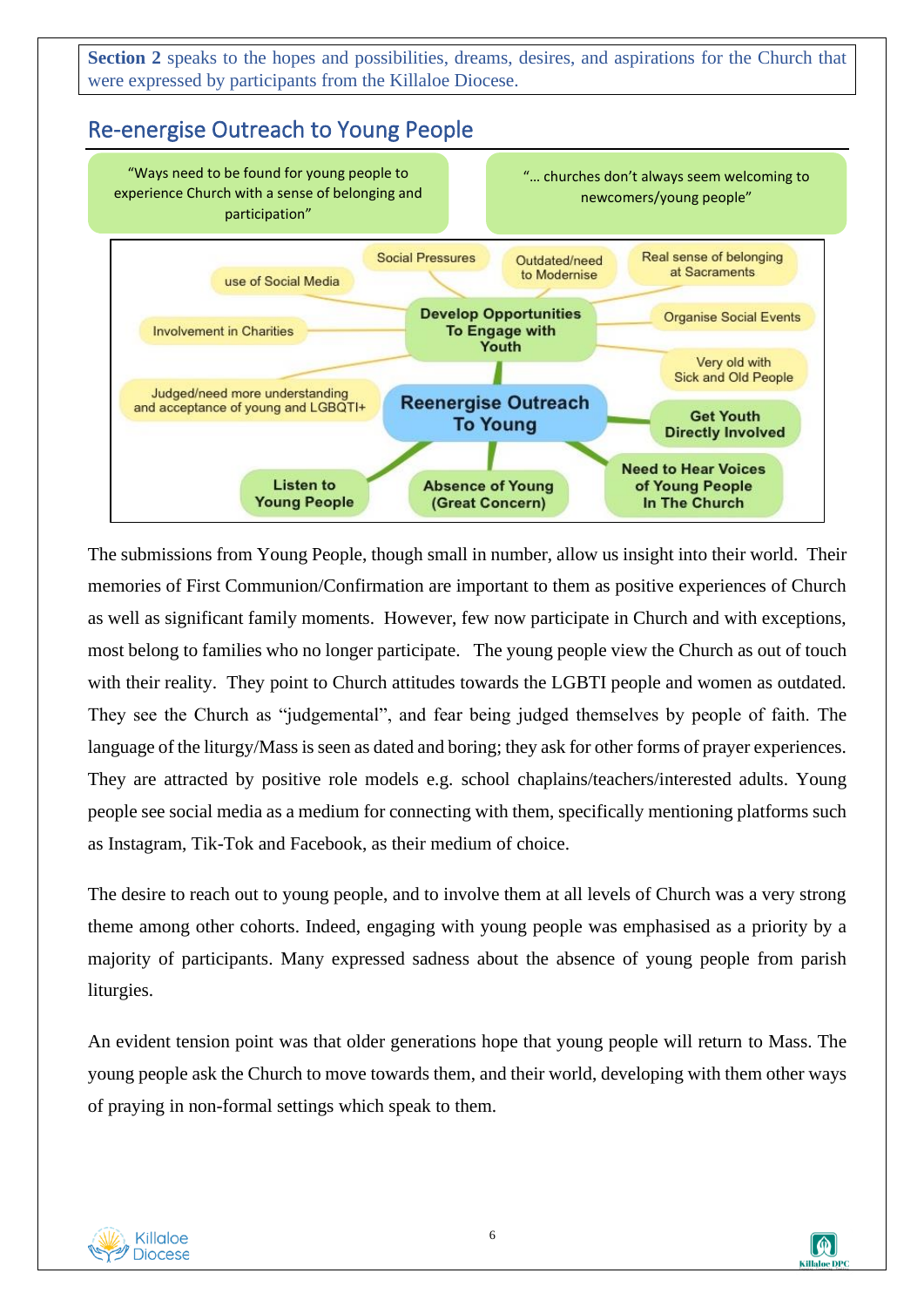**Section 2** speaks to the hopes and possibilities, dreams, desires, and aspirations for the Church that were expressed by participants from the Killaloe Diocese.

## Re-energise Outreach to Young People

"Ways need to be found for young people to experience Church with a sense of belonging and participation"

"… churches don't always seem welcoming to newcomers/young people"

- Reenergise Outreach To Young
  - Develop Opportunities To Engage with Youth
    - use of Social Media
    - Social Pressures
    - Outdated/need to Modernise
    - Real sense of belonging at Sacraments
    - Involvement in Charities
    - Organise Social Events
    - Very old with Sick and Old People
    - Judged/need more understanding and acceptance of young and LGBQTI+
  - Get Youth Directly Involved
  - Need to Hear Voices of Young People In The Church
  - Absence of Young (Great Concern)
  - Listen to Young People

The submissions from Young People, though small in number, allow us insight into their world. Their memories of First Communion/Confirmation are important to them as positive experiences of Church as well as significant family moments. However, few now participate in Church and with exceptions, most belong to families who no longer participate. The young people view the Church as out of touch with their reality. They point to Church attitudes towards the LGBTI people and women as outdated. They see the Church as "judgemental", and fear being judged themselves by people of faith. The language of the liturgy/Mass is seen as dated and boring; they ask for other forms of prayer experiences. They are attracted by positive role models e.g. school chaplains/teachers/interested adults. Young people see social media as a medium for connecting with them, specifically mentioning platforms such as Instagram, Tik-Tok and Facebook, as their medium of choice.

The desire to reach out to young people, and to involve them at all levels of Church was a very strong theme among other cohorts. Indeed, engaging with young people was emphasised as a priority by a majority of participants. Many expressed sadness about the absence of young people from parish liturgies.

An evident tension point was that older generations hope that young people will return to Mass. The young people ask the Church to move towards them, and their world, developing with them other ways of praying in non-formal settings which speak to them.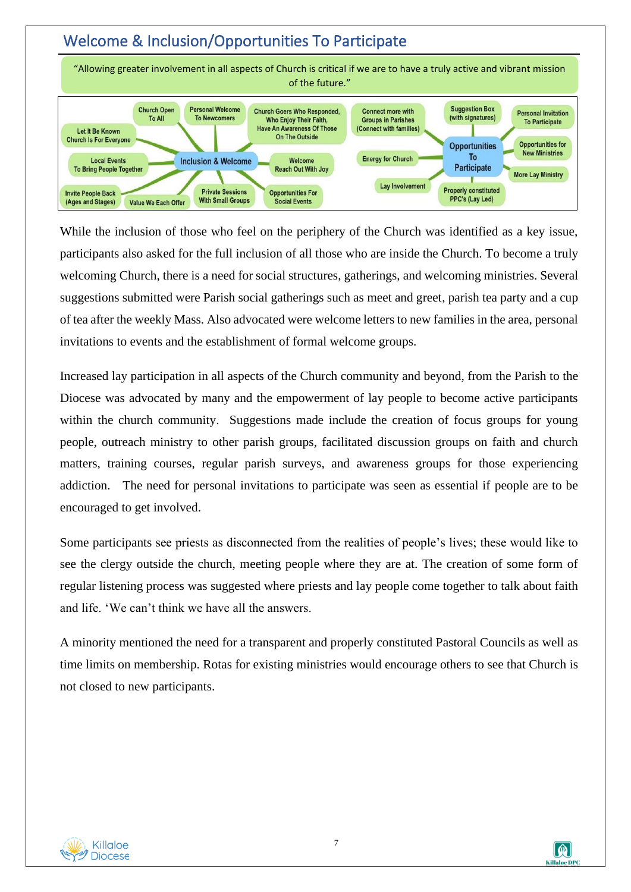## Welcome & Inclusion/Opportunities To Participate

"Allowing greater involvement in all aspects of Church is critical if we are to have a truly active and vibrant mission of the future."

**Inclusion & Welcome**
- Church Open To All
- Personal Welcome To Newcomers
- Church Goers Who Responded, Who Enjoy Their Faith, Have An Awareness Of Those On The Outside
- Let It Be Known Church Is For Everyone
- Local Events To Bring People Together
- Welcome Reach Out With Joy
- Invite People Back (Ages and Stages)
- Value We Each Offer
- Private Sessions With Small Groups
- Opportunities For Social Events

**Opportunities To Participate**
- Connect more with Groups in Parishes (Connect with families)
- Suggestion Box (with signatures)
- Personal Invitation To Participate
- Energy for Church
- Opportunities for New Ministries
- More Lay Ministry
- Lay Involvement
- Properly constituted PPC's (Lay Led)

While the inclusion of those who feel on the periphery of the Church was identified as a key issue, participants also asked for the full inclusion of all those who are inside the Church. To become a truly welcoming Church, there is a need for social structures, gatherings, and welcoming ministries. Several suggestions submitted were Parish social gatherings such as meet and greet, parish tea party and a cup of tea after the weekly Mass. Also advocated were welcome letters to new families in the area, personal invitations to events and the establishment of formal welcome groups.

Increased lay participation in all aspects of the Church community and beyond, from the Parish to the Diocese was advocated by many and the empowerment of lay people to become active participants within the church community. Suggestions made include the creation of focus groups for young people, outreach ministry to other parish groups, facilitated discussion groups on faith and church matters, training courses, regular parish surveys, and awareness groups for those experiencing addiction. The need for personal invitations to participate was seen as essential if people are to be encouraged to get involved.

Some participants see priests as disconnected from the realities of people's lives; these would like to see the clergy outside the church, meeting people where they are at. The creation of some form of regular listening process was suggested where priests and lay people come together to talk about faith and life. 'We can't think we have all the answers.

A minority mentioned the need for a transparent and properly constituted Pastoral Councils as well as time limits on membership. Rotas for existing ministries would encourage others to see that Church is not closed to new participants.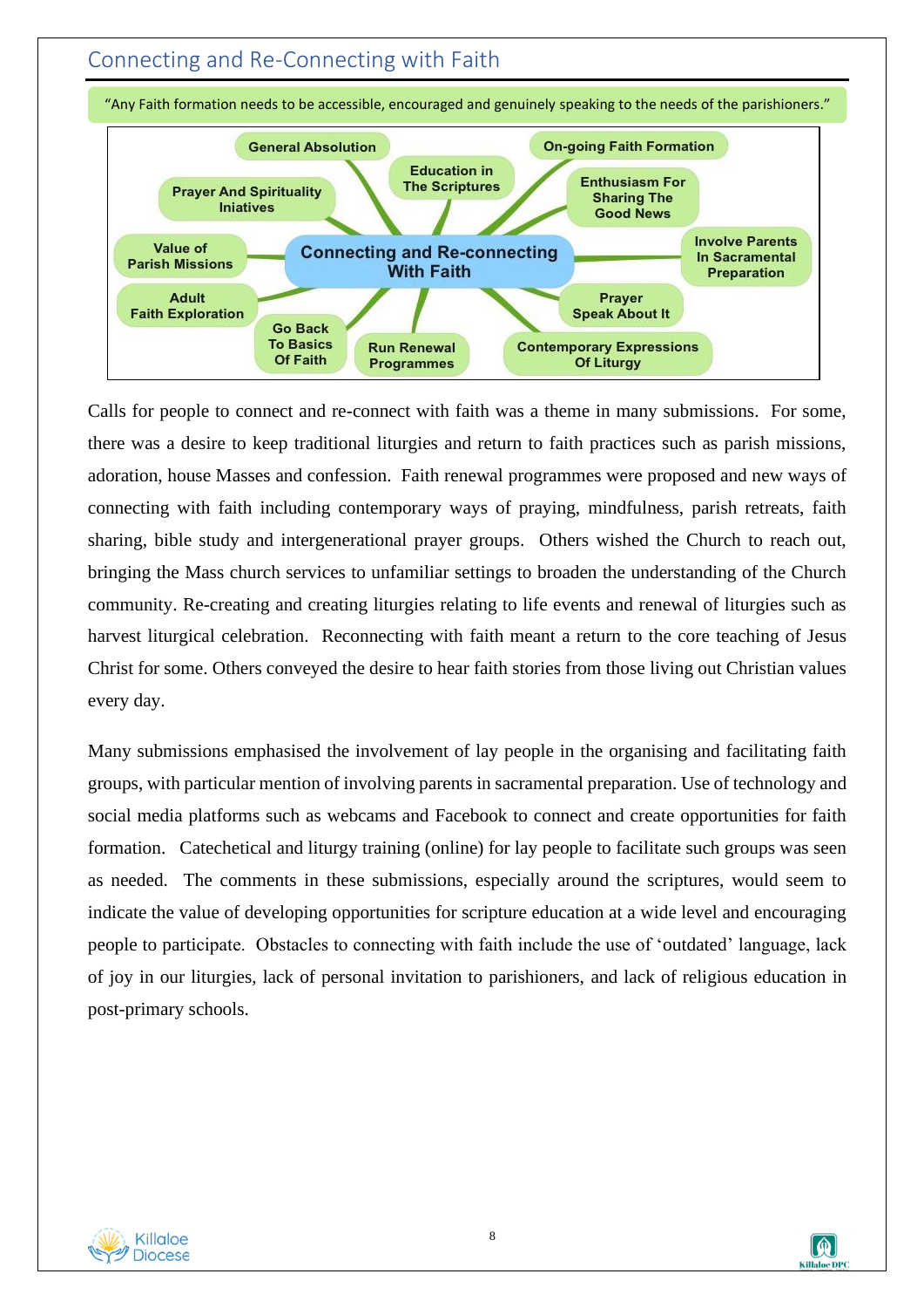## Connecting and Re-Connecting with Faith

"Any Faith formation needs to be accessible, encouraged and genuinely speaking to the needs of the parishioners."

**Connecting and Re-connecting With Faith**

- General Absolution
- Education in The Scriptures
- On-going Faith Formation
- Prayer And Spirituality Iniatives
- Enthusiasm For Sharing The Good News
- Value of Parish Missions
- Involve Parents In Sacramental Preparation
- Adult Faith Exploration
- Prayer Speak About It
- Go Back To Basics Of Faith
- Run Renewal Programmes
- Contemporary Expressions Of Liturgy

Calls for people to connect and re-connect with faith was a theme in many submissions. For some, there was a desire to keep traditional liturgies and return to faith practices such as parish missions, adoration, house Masses and confession. Faith renewal programmes were proposed and new ways of connecting with faith including contemporary ways of praying, mindfulness, parish retreats, faith sharing, bible study and intergenerational prayer groups. Others wished the Church to reach out, bringing the Mass church services to unfamiliar settings to broaden the understanding of the Church community. Re-creating and creating liturgies relating to life events and renewal of liturgies such as harvest liturgical celebration. Reconnecting with faith meant a return to the core teaching of Jesus Christ for some. Others conveyed the desire to hear faith stories from those living out Christian values every day.

Many submissions emphasised the involvement of lay people in the organising and facilitating faith groups, with particular mention of involving parents in sacramental preparation. Use of technology and social media platforms such as webcams and Facebook to connect and create opportunities for faith formation. Catechetical and liturgy training (online) for lay people to facilitate such groups was seen as needed. The comments in these submissions, especially around the scriptures, would seem to indicate the value of developing opportunities for scripture education at a wide level and encouraging people to participate. Obstacles to connecting with faith include the use of 'outdated' language, lack of joy in our liturgies, lack of personal invitation to parishioners, and lack of religious education in post-primary schools.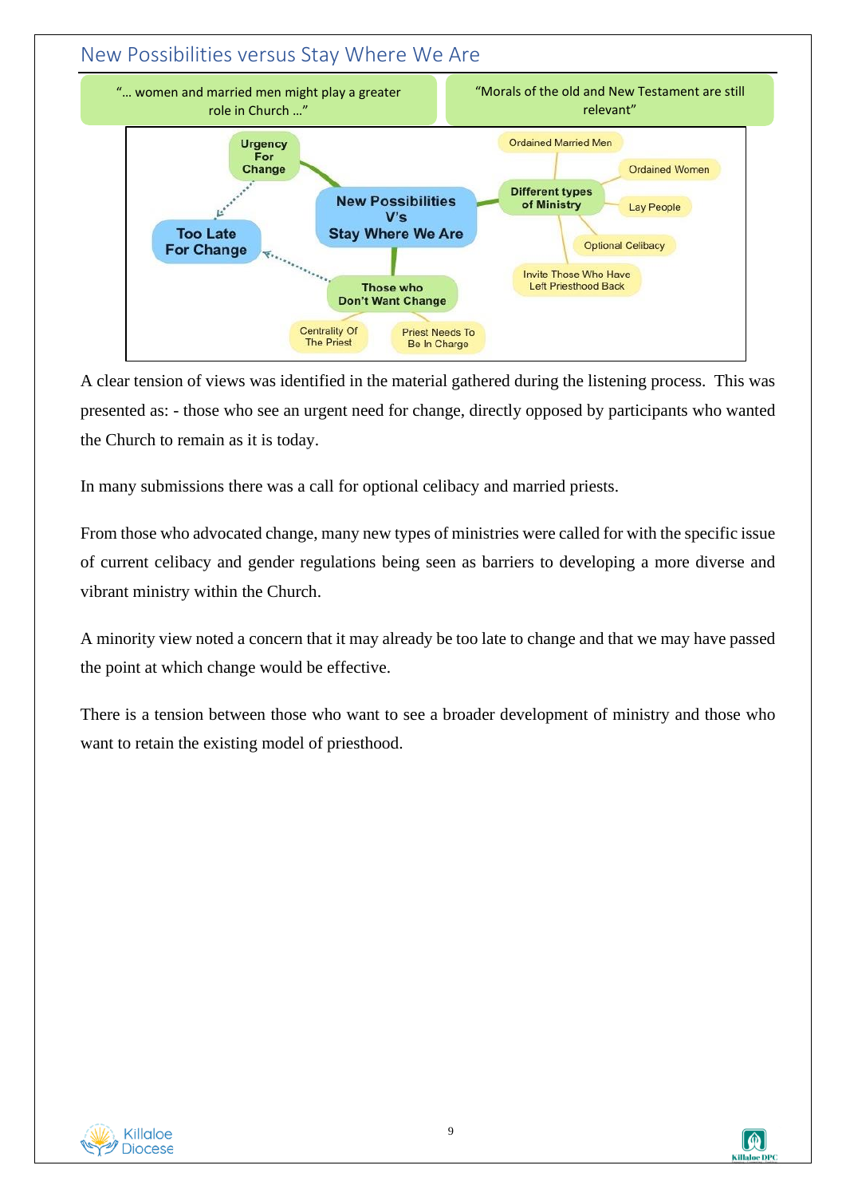## New Possibilities versus Stay Where We Are

"… women and married men might play a greater role in Church …"

"Morals of the old and New Testament are still relevant"

A clear tension of views was identified in the material gathered during the listening process. This was presented as: - those who see an urgent need for change, directly opposed by participants who wanted the Church to remain as it is today.

In many submissions there was a call for optional celibacy and married priests.

From those who advocated change, many new types of ministries were called for with the specific issue of current celibacy and gender regulations being seen as barriers to developing a more diverse and vibrant ministry within the Church.

A minority view noted a concern that it may already be too late to change and that we may have passed the point at which change would be effective.

There is a tension between those who want to see a broader development of ministry and those who want to retain the existing model of priesthood.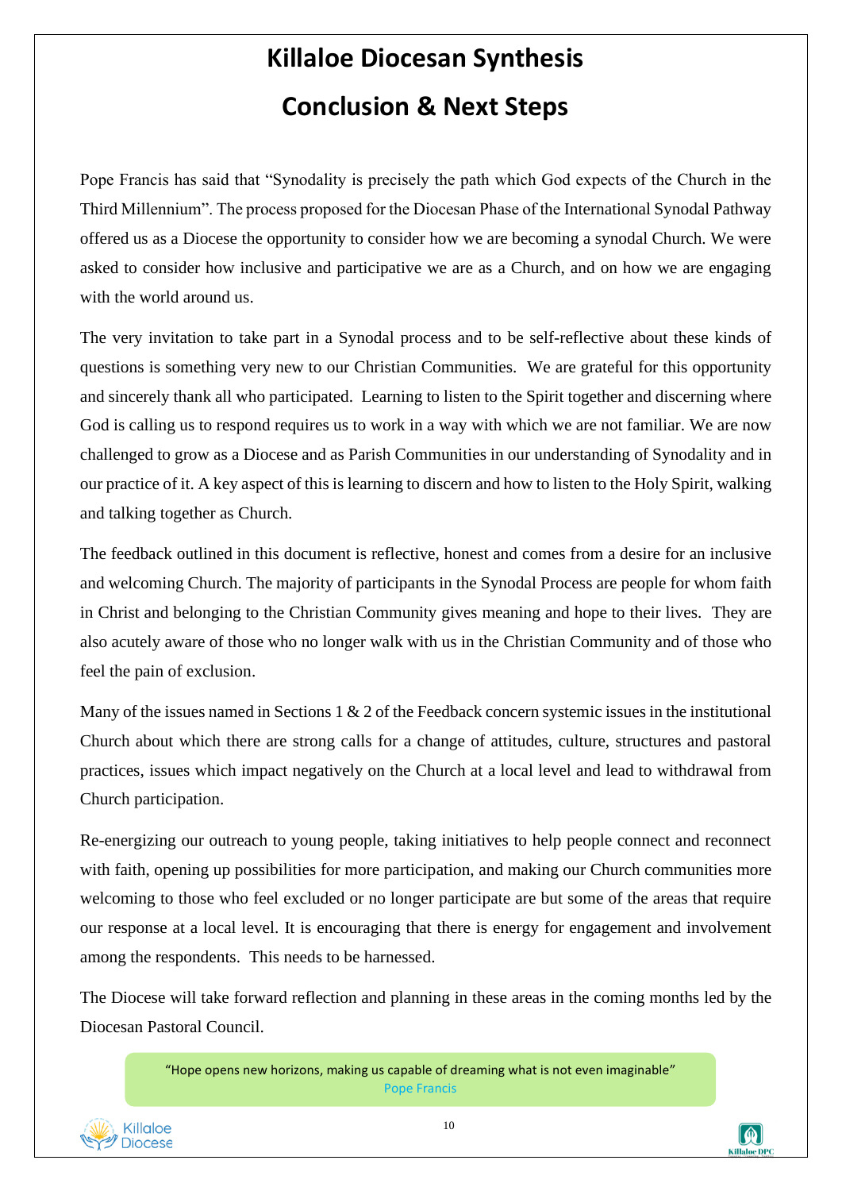# Killaloe Diocesan Synthesis

## Conclusion & Next Steps

Pope Francis has said that "Synodality is precisely the path which God expects of the Church in the Third Millennium". The process proposed for the Diocesan Phase of the International Synodal Pathway offered us as a Diocese the opportunity to consider how we are becoming a synodal Church. We were asked to consider how inclusive and participative we are as a Church, and on how we are engaging with the world around us.

The very invitation to take part in a Synodal process and to be self-reflective about these kinds of questions is something very new to our Christian Communities. We are grateful for this opportunity and sincerely thank all who participated. Learning to listen to the Spirit together and discerning where God is calling us to respond requires us to work in a way with which we are not familiar. We are now challenged to grow as a Diocese and as Parish Communities in our understanding of Synodality and in our practice of it. A key aspect of this is learning to discern and how to listen to the Holy Spirit, walking and talking together as Church.

The feedback outlined in this document is reflective, honest and comes from a desire for an inclusive and welcoming Church. The majority of participants in the Synodal Process are people for whom faith in Christ and belonging to the Christian Community gives meaning and hope to their lives. They are also acutely aware of those who no longer walk with us in the Christian Community and of those who feel the pain of exclusion.

Many of the issues named in Sections 1 & 2 of the Feedback concern systemic issues in the institutional Church about which there are strong calls for a change of attitudes, culture, structures and pastoral practices, issues which impact negatively on the Church at a local level and lead to withdrawal from Church participation.

Re-energizing our outreach to young people, taking initiatives to help people connect and reconnect with faith, opening up possibilities for more participation, and making our Church communities more welcoming to those who feel excluded or no longer participate are but some of the areas that require our response at a local level. It is encouraging that there is energy for engagement and involvement among the respondents. This needs to be harnessed.

The Diocese will take forward reflection and planning in these areas in the coming months led by the Diocesan Pastoral Council.

> "Hope opens new horizons, making us capable of dreaming what is not even imaginable"
> Pope Francis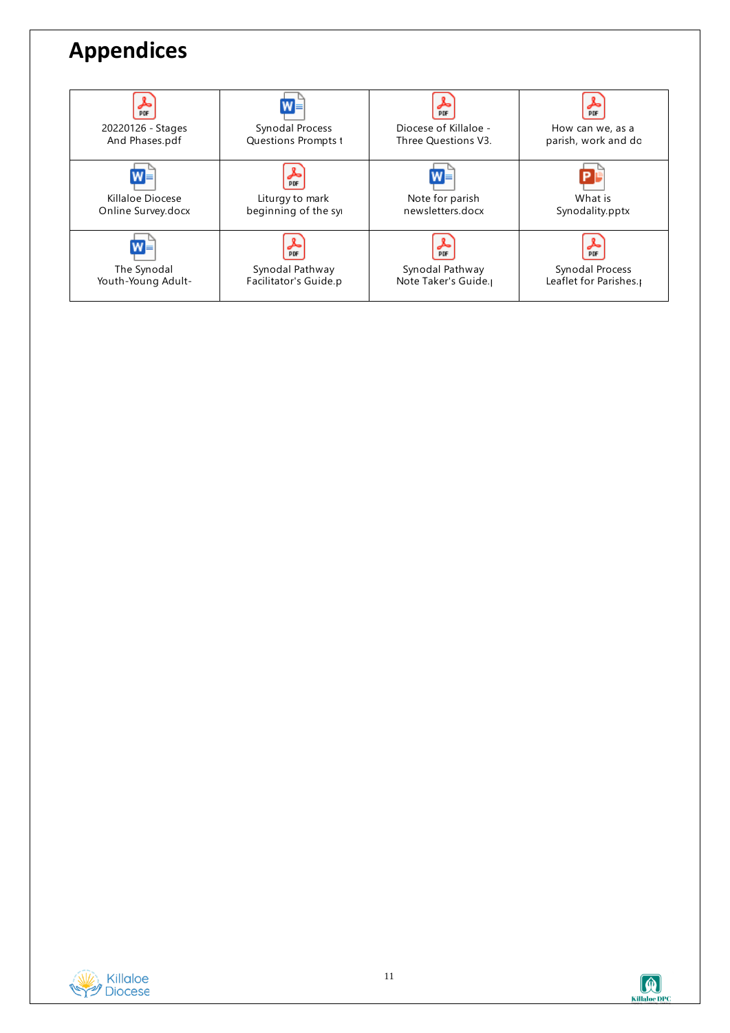# Appendices

| | | | |
|---|---|---|---|
| 20220126 - Stages And Phases.pdf | Synodal Process Questions Prompts t | Diocese of Killaloe - Three Questions V3. | How can we, as a parish, work and do |
| Killaloe Diocese Online Survey.docx | Liturgy to mark beginning of the sy | Note for parish newsletters.docx | What is Synodality.pptx |
| The Synodal Youth-Young Adult- | Synodal Pathway Facilitator's Guide.p | Synodal Pathway Note Taker's Guide.| | Synodal Process Leaflet for Parishes.| |